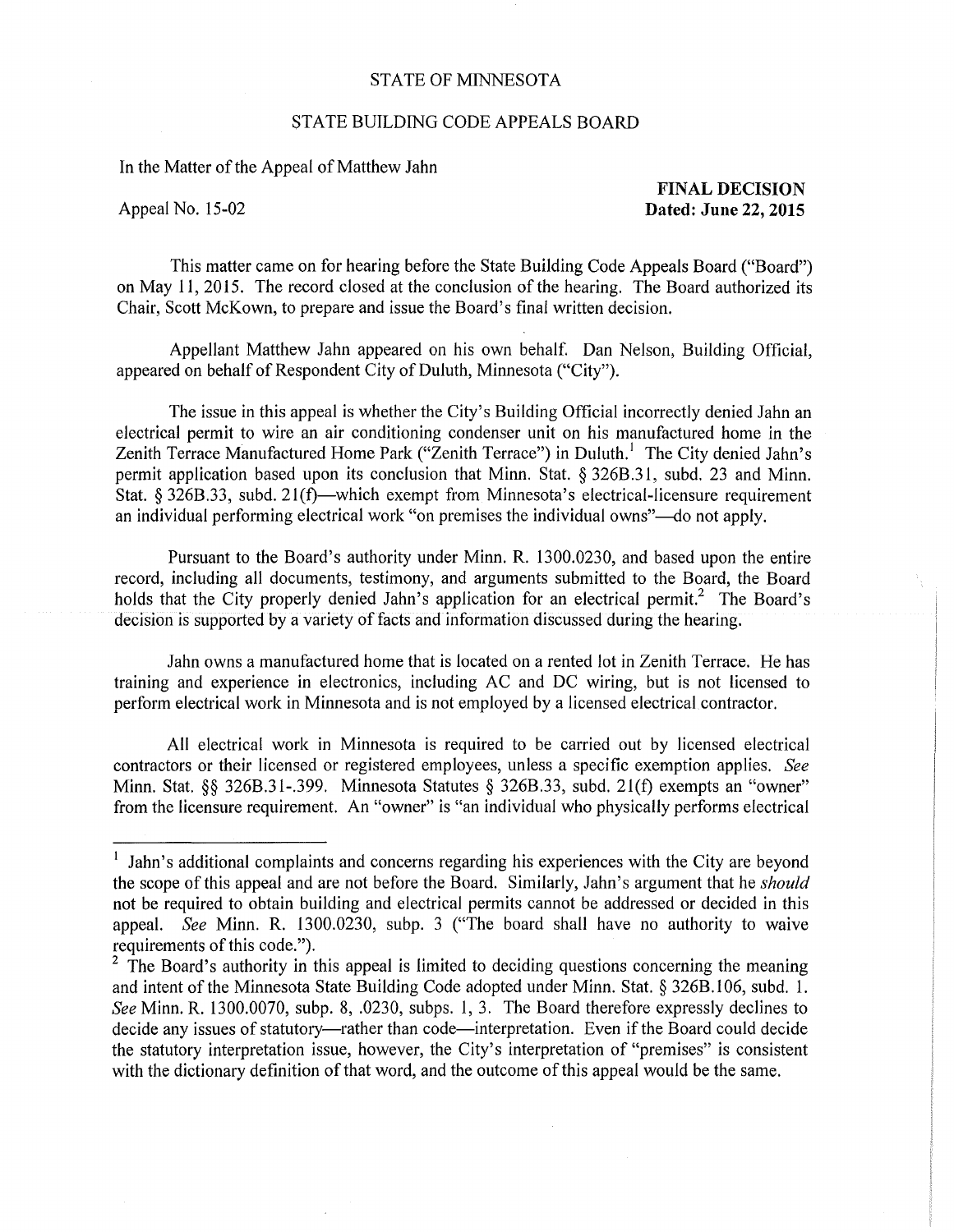STATE OF MINNESOTA

STATE BUILDING CODE APPEALS BOARD

In the Matter of the Appeal of Matthew Jahn

Appeal No. 15-02

**FINAL DECISION**
**Dated: June 22, 2015**

This matter came on for hearing before the State Building Code Appeals Board ("Board") on May 11, 2015. The record closed at the conclusion of the hearing. The Board authorized its Chair, Scott McKown, to prepare and issue the Board's final written decision.

Appellant Matthew Jahn appeared on his own behalf. Dan Nelson, Building Official, appeared on behalf of Respondent City of Duluth, Minnesota ("City").

The issue in this appeal is whether the City's Building Official incorrectly denied Jahn an electrical permit to wire an air conditioning condenser unit on his manufactured home in the Zenith Terrace Manufactured Home Park ("Zenith Terrace") in Duluth.[1] The City denied Jahn's permit application based upon its conclusion that Minn. Stat. § 326B.31, subd. 23 and Minn. Stat. § 326B.33, subd. 21(f)—which exempt from Minnesota's electrical-licensure requirement an individual performing electrical work "on premises the individual owns"—do not apply.

Pursuant to the Board's authority under Minn. R. 1300.0230, and based upon the entire record, including all documents, testimony, and arguments submitted to the Board, the Board holds that the City properly denied Jahn's application for an electrical permit.[2] The Board's decision is supported by a variety of facts and information discussed during the hearing.

Jahn owns a manufactured home that is located on a rented lot in Zenith Terrace. He has training and experience in electronics, including AC and DC wiring, but is not licensed to perform electrical work in Minnesota and is not employed by a licensed electrical contractor.

All electrical work in Minnesota is required to be carried out by licensed electrical contractors or their licensed or registered employees, unless a specific exemption applies. *See* Minn. Stat. §§ 326B.31-.399. Minnesota Statutes § 326B.33, subd. 21(f) exempts an "owner" from the licensure requirement. An "owner" is "an individual who physically performs electrical

---

[1] Jahn's additional complaints and concerns regarding his experiences with the City are beyond the scope of this appeal and are not before the Board. Similarly, Jahn's argument that he *should* not be required to obtain building and electrical permits cannot be addressed or decided in this appeal. *See* Minn. R. 1300.0230, subp. 3 ("The board shall have no authority to waive requirements of this code.").

[2] The Board's authority in this appeal is limited to deciding questions concerning the meaning and intent of the Minnesota State Building Code adopted under Minn. Stat. § 326B.106, subd. 1. *See* Minn. R. 1300.0070, subp. 8, .0230, subps. 1, 3. The Board therefore expressly declines to decide any issues of statutory—rather than code—interpretation. Even if the Board could decide the statutory interpretation issue, however, the City's interpretation of "premises" is consistent with the dictionary definition of that word, and the outcome of this appeal would be the same.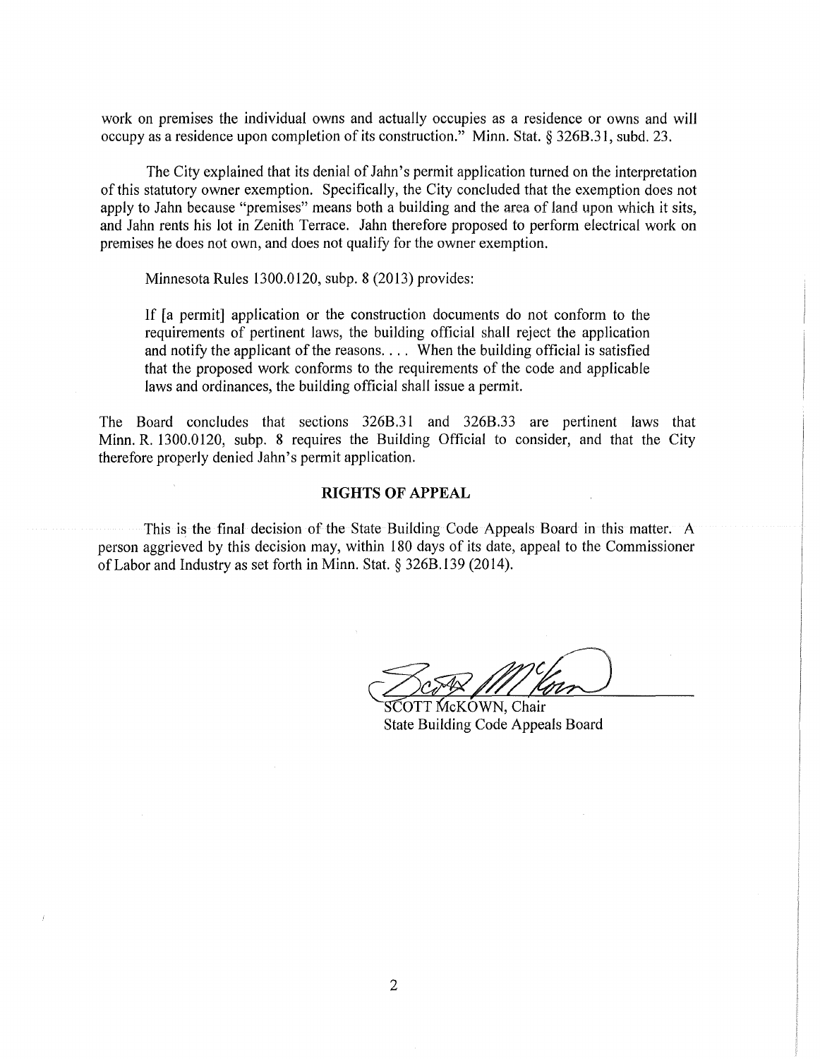work on premises the individual owns and actually occupies as a residence or owns and will occupy as a residence upon completion of its construction." Minn. Stat. § 326B.31, subd. 23.

The City explained that its denial of Jahn's permit application turned on the interpretation of this statutory owner exemption. Specifically, the City concluded that the exemption does not apply to Jahn because "premises" means both a building and the area of land upon which it sits, and Jahn rents his lot in Zenith Terrace. Jahn therefore proposed to perform electrical work on premises he does not own, and does not qualify for the owner exemption.

Minnesota Rules 1300.0120, subp. 8 (2013) provides:

> If [a permit] application or the construction documents do not conform to the requirements of pertinent laws, the building official shall reject the application and notify the applicant of the reasons. . . . When the building official is satisfied that the proposed work conforms to the requirements of the code and applicable laws and ordinances, the building official shall issue a permit.

The Board concludes that sections 326B.31 and 326B.33 are pertinent laws that Minn. R. 1300.0120, subp. 8 requires the Building Official to consider, and that the City therefore properly denied Jahn's permit application.

## RIGHTS OF APPEAL

This is the final decision of the State Building Code Appeals Board in this matter. A person aggrieved by this decision may, within 180 days of its date, appeal to the Commissioner of Labor and Industry as set forth in Minn. Stat. § 326B.139 (2014).

SCOTT McKOWN, Chair
State Building Code Appeals Board